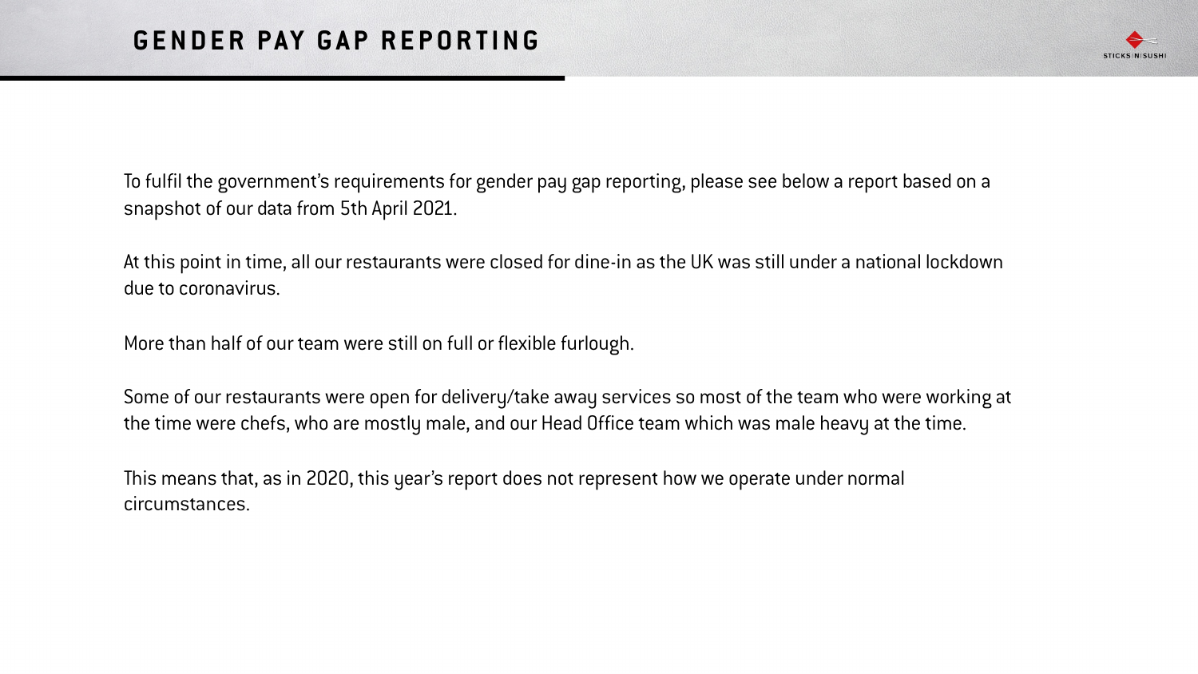# GENDER PAY GAP REPORTING

To fulfil the government's requirements for gender pay gap reporting, please see below a report based on a snapshot of our data from 5th April 2021.

At this point in time, all our restaurants were closed for dine-in as the UK was still under a national lockdown due to coronavirus.

More than half of our team were still on full or flexible furlough.

Some of our restaurants were open for delivery/take away services so most of the team who were working at the time were chefs, who are mostly male, and our Head Office team which was male heavy at the time.

This means that, as in 2020, this year's report does not represent how we operate under normal circumstances.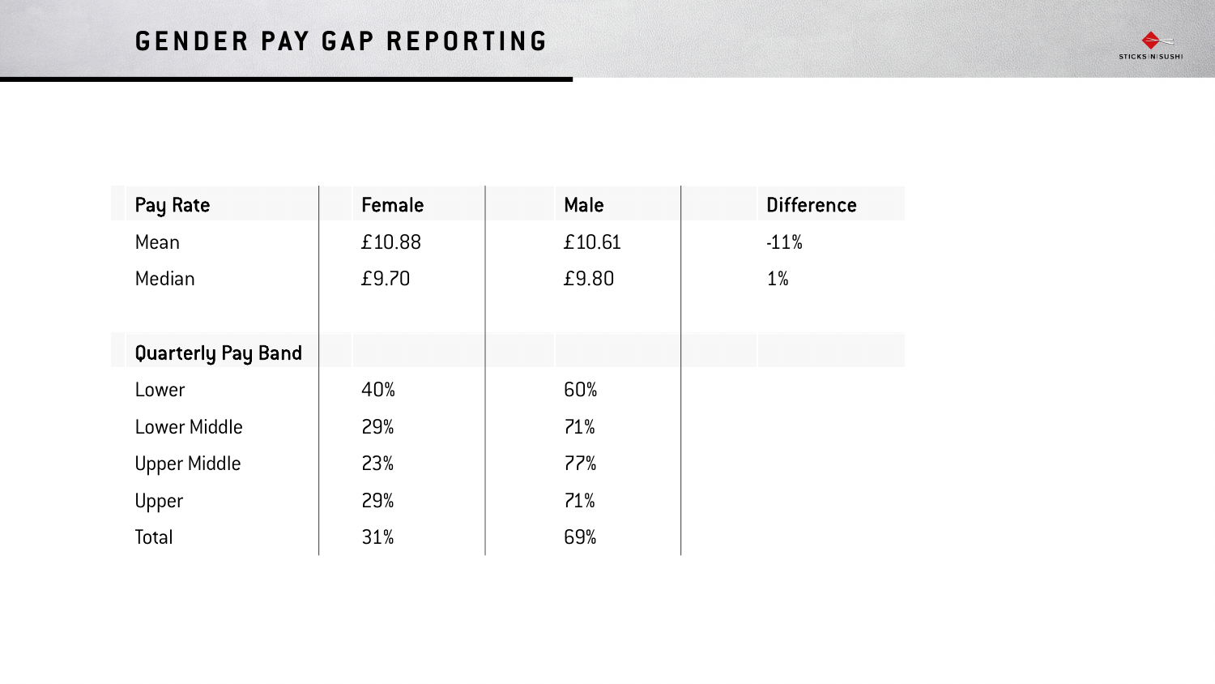# GENDER PAY GAP REPORTING

| Pay Rate | Female | Male | Difference |
|---|---|---|---|
| Mean | £10.88 | £10.61 | -11% |
| Median | £9.70 | £9.80 | 1% |
| | | | |
| **Quarterly Pay Band** | | | |
| Lower | 40% | 60% | |
| Lower Middle | 29% | 71% | |
| Upper Middle | 23% | 77% | |
| Upper | 29% | 71% | |
| Total | 31% | 69% | |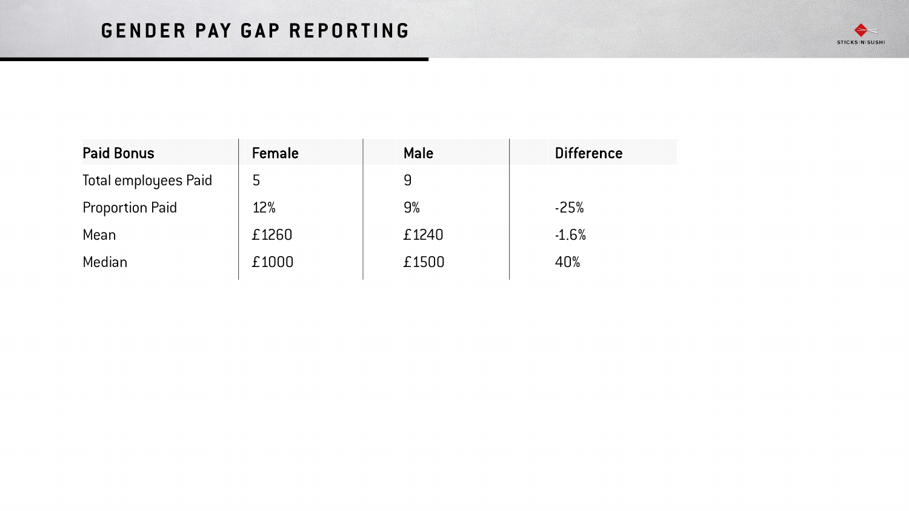# GENDER PAY GAP REPORTING

| Paid Bonus | Female | Male | Difference |
|---|---|---|---|
| Total employees Paid | 5 | 9 | |
| Proportion Paid | 12% | 9% | -25% |
| Mean | £1260 | £1240 | -1.6% |
| Median | £1000 | £1500 | 40% |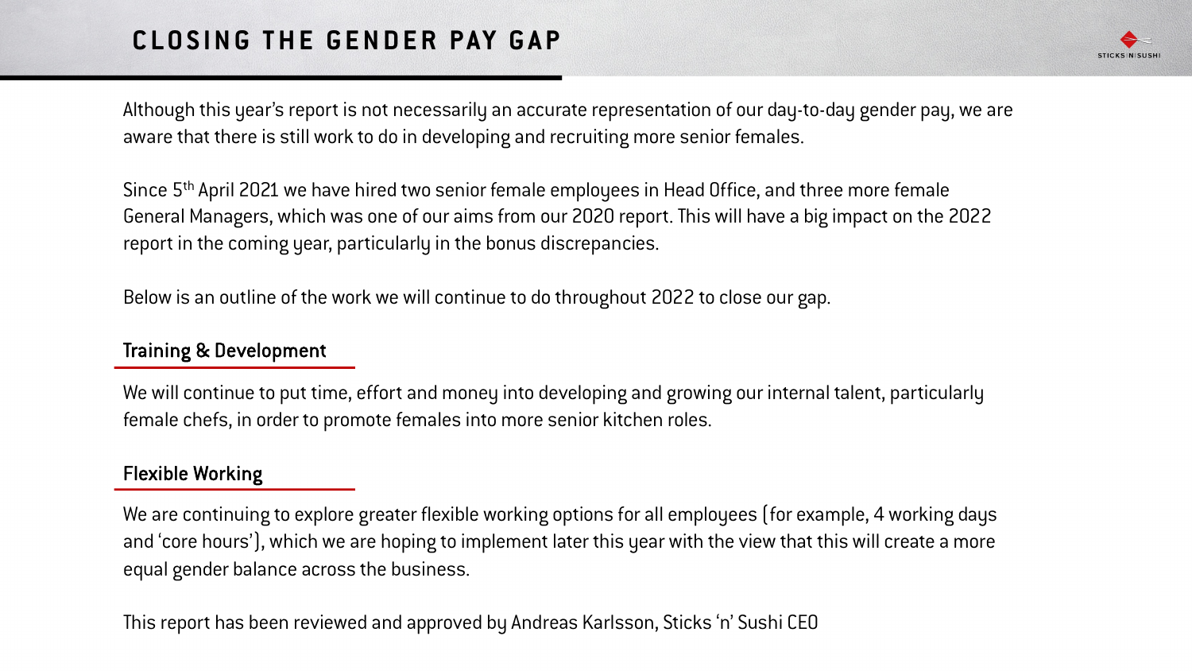# CLOSING THE GENDER PAY GAP

Although this year's report is not necessarily an accurate representation of our day-to-day gender pay, we are aware that there is still work to do in developing and recruiting more senior females.

Since 5th April 2021 we have hired two senior female employees in Head Office, and three more female General Managers, which was one of our aims from our 2020 report. This will have a big impact on the 2022 report in the coming year, particularly in the bonus discrepancies.

Below is an outline of the work we will continue to do throughout 2022 to close our gap.

## Training & Development

We will continue to put time, effort and money into developing and growing our internal talent, particularly female chefs, in order to promote females into more senior kitchen roles.

## Flexible Working

We are continuing to explore greater flexible working options for all employees (for example, 4 working days and 'core hours'), which we are hoping to implement later this year with the view that this will create a more equal gender balance across the business.

This report has been reviewed and approved by Andreas Karlsson, Sticks 'n' Sushi CEO